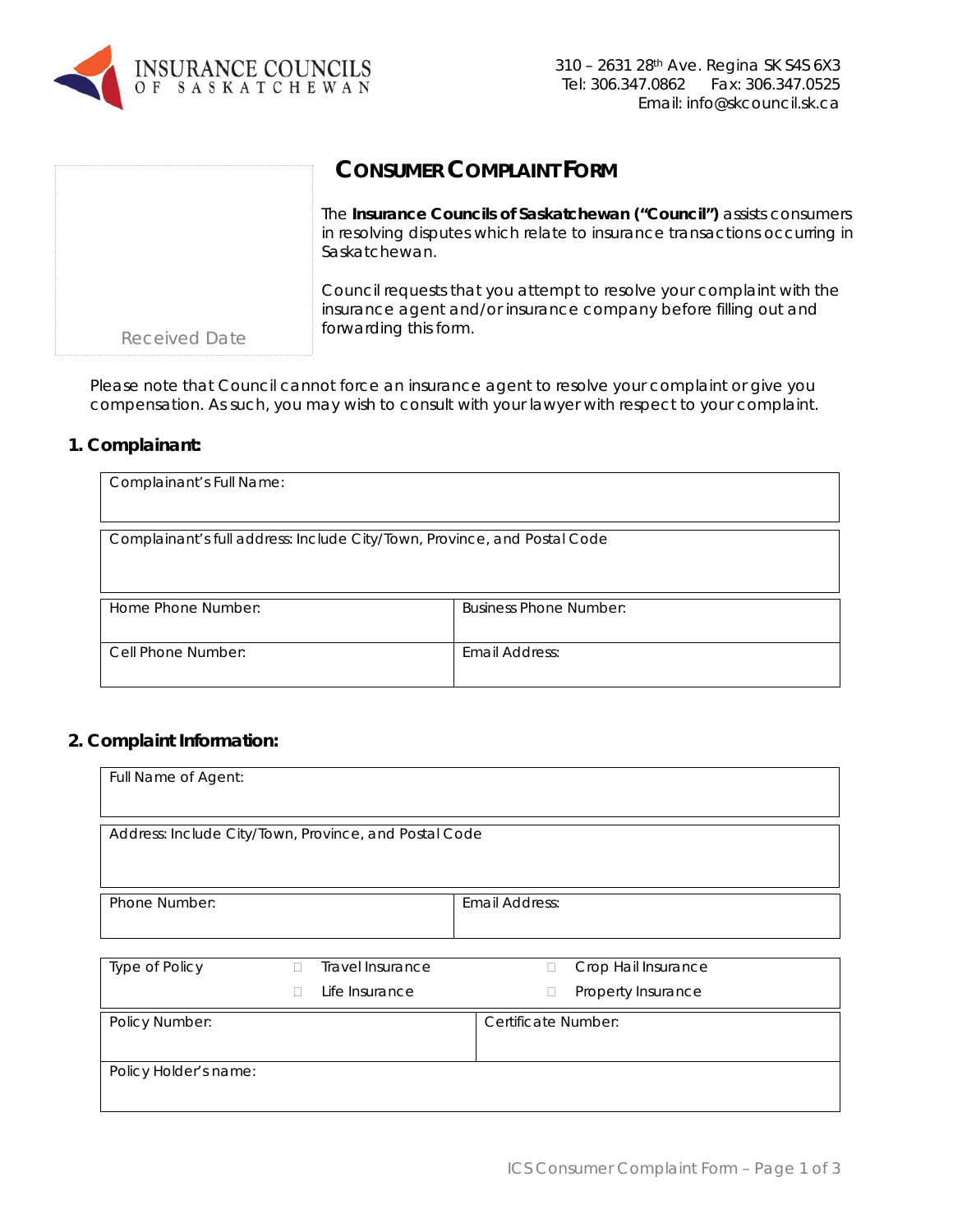INSURANCE COUNCILS OF SASKATCHEWAN

310 – 2631 28th Ave. Regina SK S4S 6X3
Tel: 306.347.0862 Fax: 306.347.0525
Email: info@skcouncil.sk.ca

Received Date

# CONSUMER COMPLAINT FORM

The **Insurance Councils of Saskatchewan ("Council")** assists consumers in resolving disputes which relate to insurance transactions occurring in Saskatchewan.

Council requests that you attempt to resolve your complaint with the insurance agent and/or insurance company before filling out and forwarding this form.

Please note that Council cannot force an insurance agent to resolve your complaint or give you compensation. As such, you may wish to consult with your lawyer with respect to your complaint.

## 1. Complainant:

| Complainant's Full Name: | |
|---|---|
| Complainant's full address: Include City/Town, Province, and Postal Code | |
| Home Phone Number: | Business Phone Number: |
| Cell Phone Number: | Email Address: |

## 2. Complaint Information:

| Full Name of Agent: | |
|---|---|
| Address: Include City/Town, Province, and Postal Code | |
| Phone Number: | Email Address: |

| Type of Policy | ☐ Travel Insurance | ☐ Crop Hail Insurance |
|---|---|---|
| | ☐ Life Insurance | ☐ Property Insurance |

| Policy Number: | Certificate Number: |
|---|---|
| Policy Holder's name: | |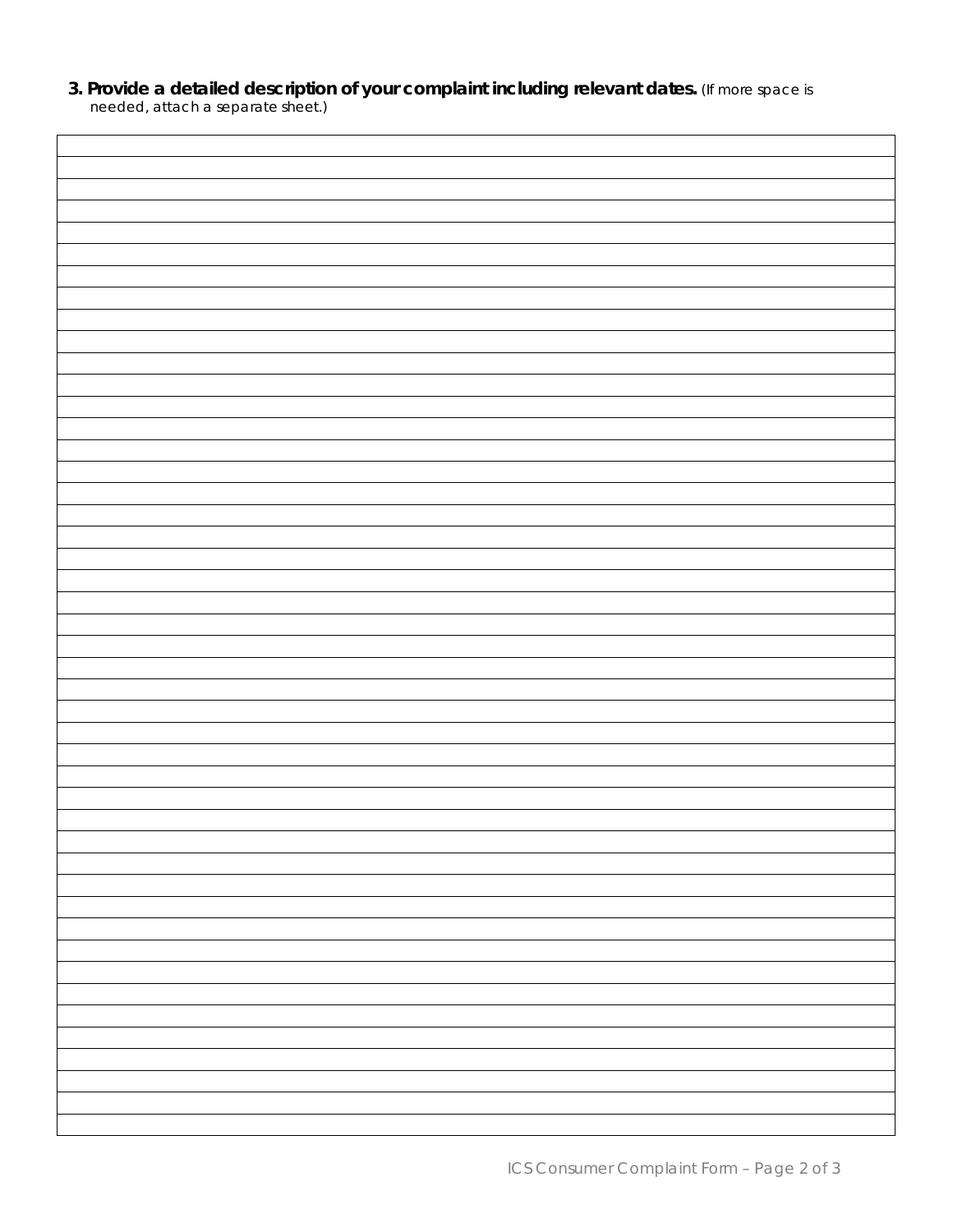**3. Provide a detailed description of your complaint including relevant dates.** *(If more space is needed, attach a separate sheet.)*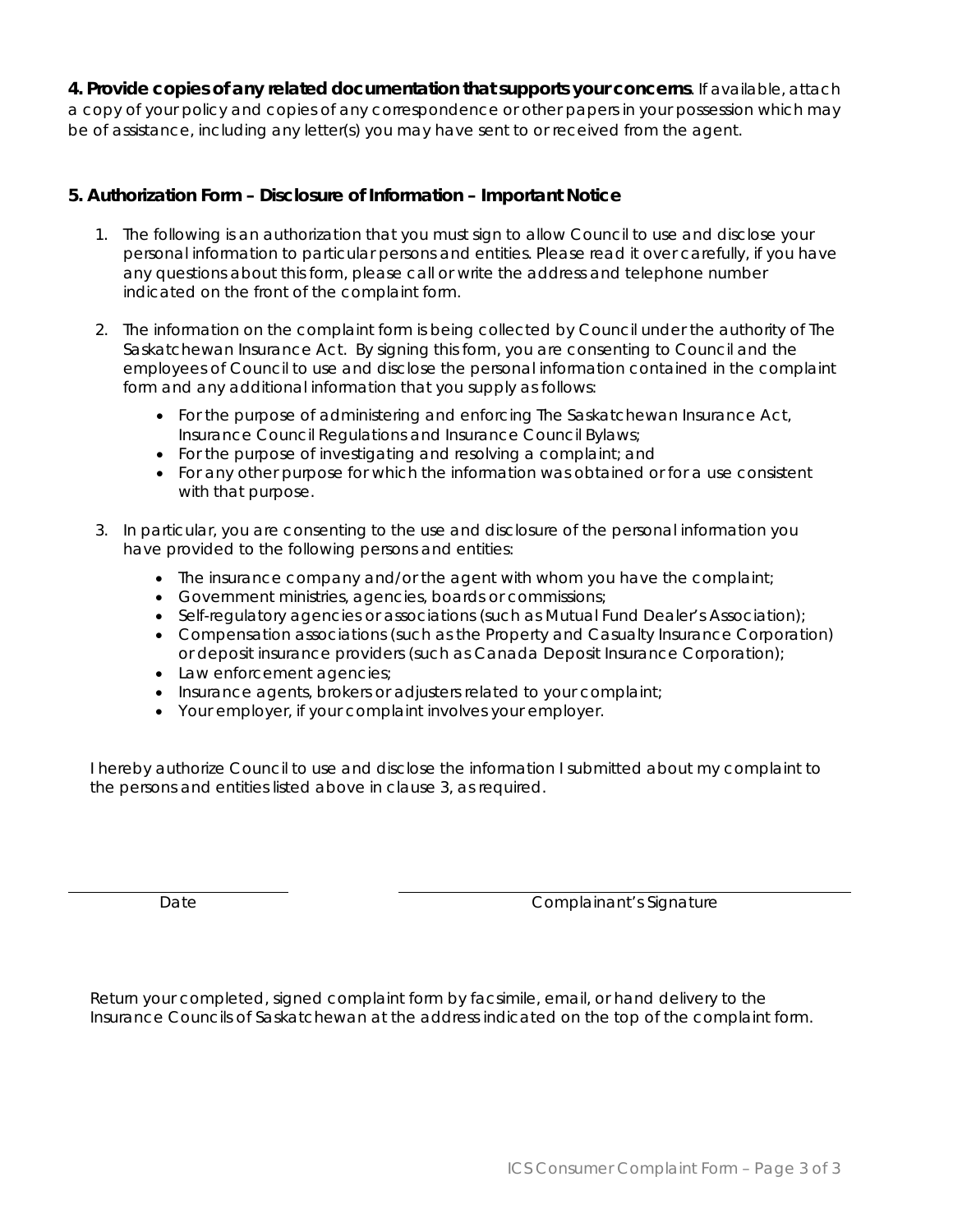**4. Provide copies of any related documentation that supports your concerns**. If available, attach a copy of your policy and copies of any correspondence or other papers in your possession which may be of assistance, including any letter(s) you may have sent to or received from the agent.

## 5. Authorization Form – Disclosure of Information – Important Notice

1. The following is an authorization that you must sign to allow Council to use and disclose your personal information to particular persons and entities. Please read it over carefully, if you have any questions about this form, please call or write the address and telephone number indicated on the front of the complaint form.

2. The information on the complaint form is being collected by Council under the authority of The Saskatchewan Insurance Act. By signing this form, you are consenting to Council and the employees of Council to use and disclose the personal information contained in the complaint form and any additional information that you supply as follows:
   - For the purpose of administering and enforcing The Saskatchewan Insurance Act, Insurance Council Regulations and Insurance Council Bylaws;
   - For the purpose of investigating and resolving a complaint; and
   - For any other purpose for which the information was obtained or for a use consistent with that purpose.

3. In particular, you are consenting to the use and disclosure of the personal information you have provided to the following persons and entities:
   - The insurance company and/or the agent with whom you have the complaint;
   - Government ministries, agencies, boards or commissions;
   - Self-regulatory agencies or associations (such as Mutual Fund Dealer's Association);
   - Compensation associations (such as the Property and Casualty Insurance Corporation) or deposit insurance providers (such as Canada Deposit Insurance Corporation);
   - Law enforcement agencies;
   - Insurance agents, brokers or adjusters related to your complaint;
   - Your employer, if your complaint involves your employer.

I hereby authorize Council to use and disclose the information I submitted about my complaint to the persons and entities listed above in clause 3, as required.

\_\_\_\_\_\_\_\_\_\_\_\_\_\_\_\_\_\_\_\_ \_\_\_\_\_\_\_\_\_\_\_\_\_\_\_\_\_\_\_\_\_\_\_\_\_\_\_\_\_\_\_\_\_\_\_\_

Date Complainant's Signature

Return your completed, signed complaint form by facsimile, email, or hand delivery to the Insurance Councils of Saskatchewan at the address indicated on the top of the complaint form.